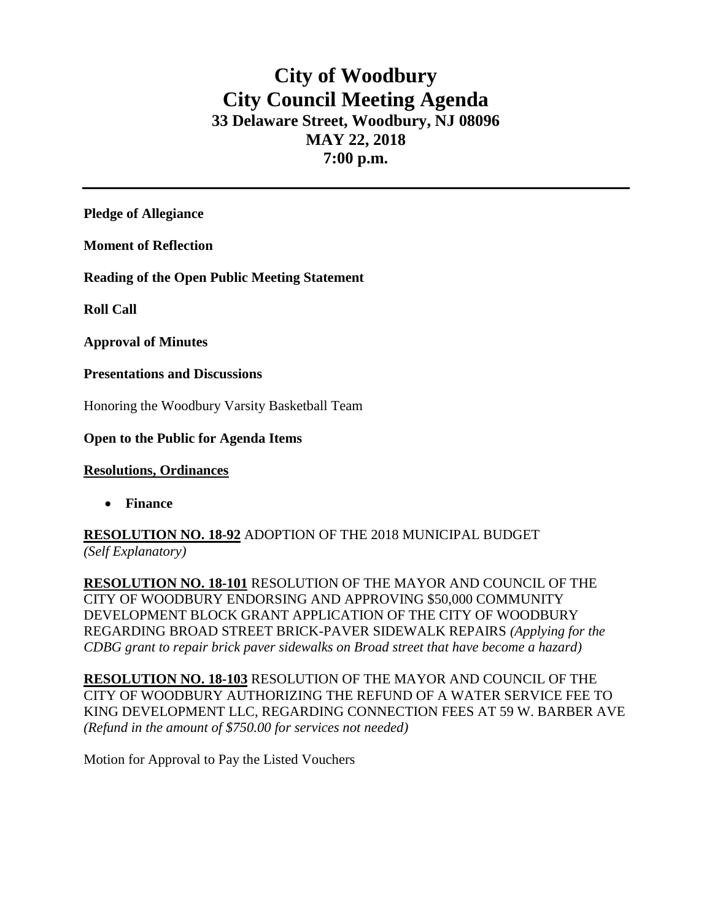# City of Woodbury
# City Council Meeting Agenda
### 33 Delaware Street, Woodbury, NJ 08096
### MAY 22, 2018
### 7:00 p.m.

---

**Pledge of Allegiance**

**Moment of Reflection**

**Reading of the Open Public Meeting Statement**

**Roll Call**

**Approval of Minutes**

**Presentations and Discussions**

Honoring the Woodbury Varsity Basketball Team

**Open to the Public for Agenda Items**

**Resolutions, Ordinances**

- **Finance**

**RESOLUTION NO. 18-92** ADOPTION OF THE 2018 MUNICIPAL BUDGET *(Self Explanatory)*

**RESOLUTION NO. 18-101** RESOLUTION OF THE MAYOR AND COUNCIL OF THE CITY OF WOODBURY ENDORSING AND APPROVING $50,000 COMMUNITY DEVELOPMENT BLOCK GRANT APPLICATION OF THE CITY OF WOODBURY REGARDING BROAD STREET BRICK-PAVER SIDEWALK REPAIRS *(Applying for the CDBG grant to repair brick paver sidewalks on Broad street that have become a hazard)*

**RESOLUTION NO. 18-103** RESOLUTION OF THE MAYOR AND COUNCIL OF THE CITY OF WOODBURY AUTHORIZING THE REFUND OF A WATER SERVICE FEE TO KING DEVELOPMENT LLC, REGARDING CONNECTION FEES AT 59 W. BARBER AVE *(Refund in the amount of $750.00 for services not needed)*

Motion for Approval to Pay the Listed Vouchers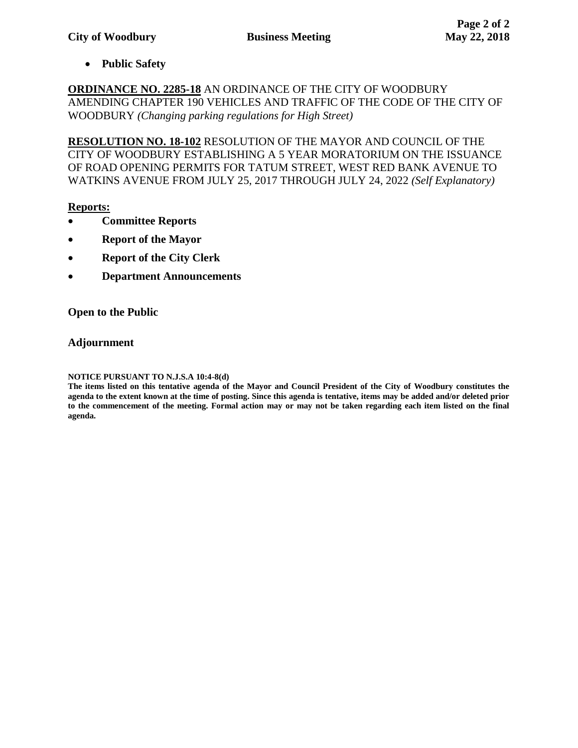- **Public Safety**

**ORDINANCE NO. 2285-18** AN ORDINANCE OF THE CITY OF WOODBURY AMENDING CHAPTER 190 VEHICLES AND TRAFFIC OF THE CODE OF THE CITY OF WOODBURY *(Changing parking regulations for High Street)*

**RESOLUTION NO. 18-102** RESOLUTION OF THE MAYOR AND COUNCIL OF THE CITY OF WOODBURY ESTABLISHING A 5 YEAR MORATORIUM ON THE ISSUANCE OF ROAD OPENING PERMITS FOR TATUM STREET, WEST RED BANK AVENUE TO WATKINS AVENUE FROM JULY 25, 2017 THROUGH JULY 24, 2022 *(Self Explanatory)*

**Reports:**

- **Committee Reports**
- **Report of the Mayor**
- **Report of the City Clerk**
- **Department Announcements**

**Open to the Public**

**Adjournment**

**NOTICE PURSUANT TO N.J.S.A 10:4-8(d)**
**The items listed on this tentative agenda of the Mayor and Council President of the City of Woodbury constitutes the agenda to the extent known at the time of posting. Since this agenda is tentative, items may be added and/or deleted prior to the commencement of the meeting. Formal action may or may not be taken regarding each item listed on the final agenda.**